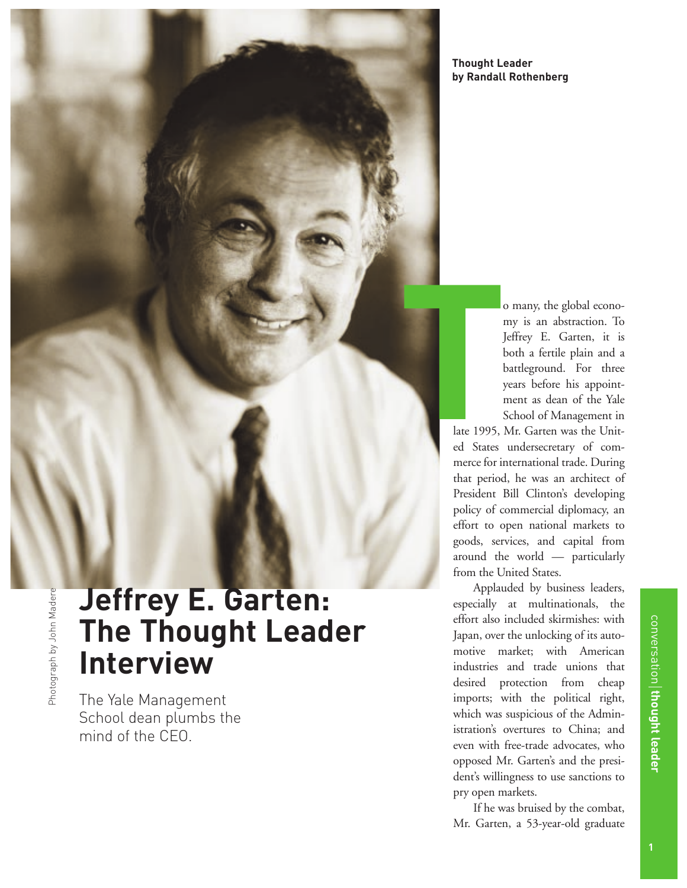**Thought Leader**
**by Randall Rothenberg**

# Jeffrey E. Garten: The Thought Leader Interview

The Yale Management School dean plumbs the mind of the CEO.

Photograph by John Madere

To many, the global economy is an abstraction. To Jeffrey E. Garten, it is both a fertile plain and a battleground. For three years before his appointment as dean of the Yale School of Management in late 1995, Mr. Garten was the United States undersecretary of commerce for international trade. During that period, he was an architect of President Bill Clinton's developing policy of commercial diplomacy, an effort to open national markets to goods, services, and capital from around the world — particularly from the United States.

Applauded by business leaders, especially at multinationals, the effort also included skirmishes: with Japan, over the unlocking of its automotive market; with American industries and trade unions that desired protection from cheap imports; with the political right, which was suspicious of the Administration's overtures to China; and even with free-trade advocates, who opposed Mr. Garten's and the president's willingness to use sanctions to pry open markets.

If he was bruised by the combat, Mr. Garten, a 53-year-old graduate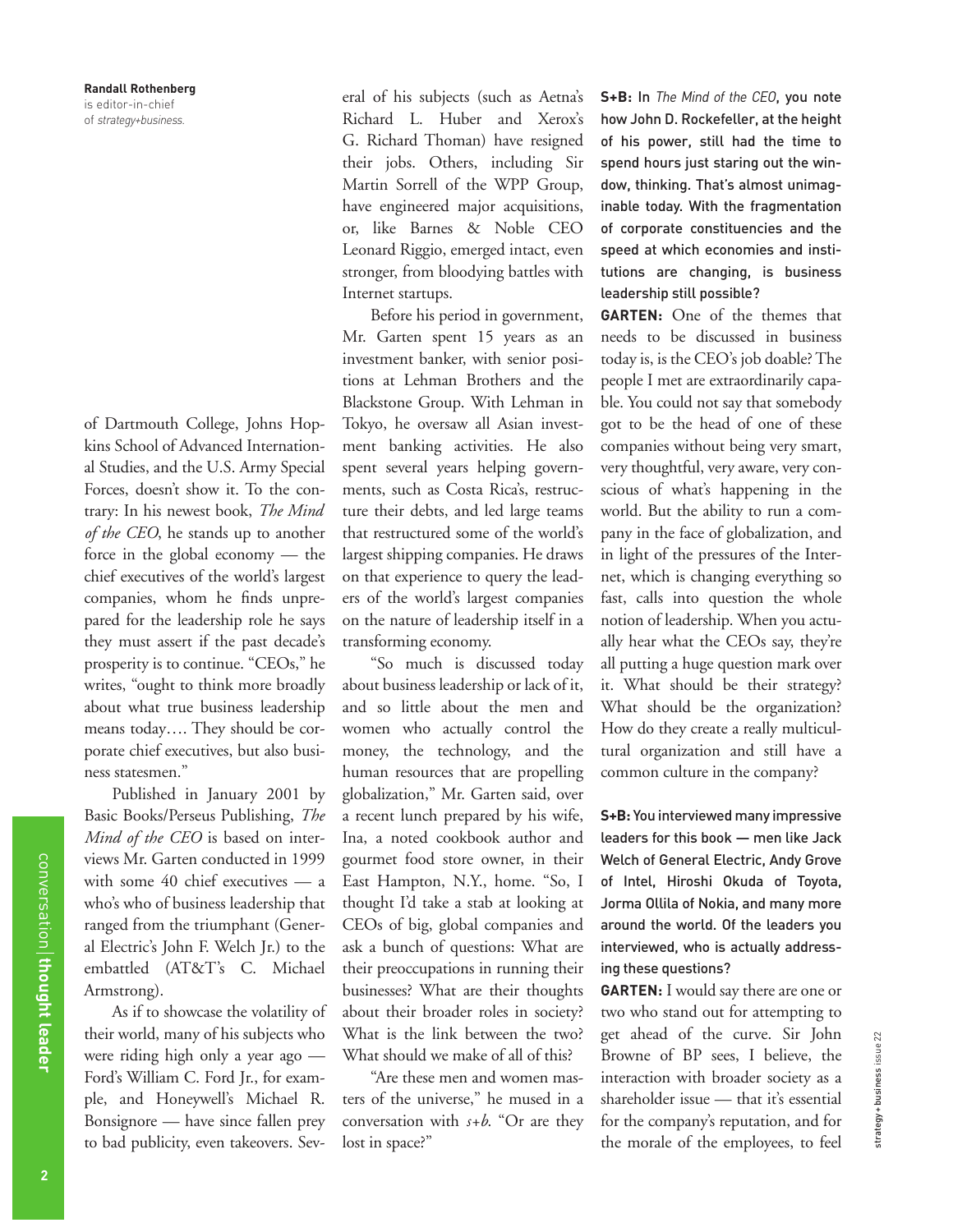**Randall Rothenberg** is editor-in-chief of *strategy+business.*

of Dartmouth College, Johns Hopkins School of Advanced International Studies, and the U.S. Army Special Forces, doesn't show it. To the contrary: In his newest book, *The Mind of the CEO*, he stands up to another force in the global economy — the chief executives of the world's largest companies, whom he finds unprepared for the leadership role he says they must assert if the past decade's prosperity is to continue. "CEOs," he writes, "ought to think more broadly about what true business leadership means today…. They should be corporate chief executives, but also business statesmen."

Published in January 2001 by Basic Books/Perseus Publishing, *The Mind of the CEO* is based on interviews Mr. Garten conducted in 1999 with some 40 chief executives — a who's who of business leadership that ranged from the triumphant (General Electric's John F. Welch Jr.) to the embattled (AT&T's C. Michael Armstrong).

As if to showcase the volatility of their world, many of his subjects who were riding high only a year ago — Ford's William C. Ford Jr., for example, and Honeywell's Michael R. Bonsignore — have since fallen prey to bad publicity, even takeovers. Several of his subjects (such as Aetna's Richard L. Huber and Xerox's G. Richard Thoman) have resigned their jobs. Others, including Sir Martin Sorrell of the WPP Group, have engineered major acquisitions, or, like Barnes & Noble CEO Leonard Riggio, emerged intact, even stronger, from bloodying battles with Internet startups.

Before his period in government, Mr. Garten spent 15 years as an investment banker, with senior positions at Lehman Brothers and the Blackstone Group. With Lehman in Tokyo, he oversaw all Asian investment banking activities. He also spent several years helping governments, such as Costa Rica's, restructure their debts, and led large teams that restructured some of the world's largest shipping companies. He draws on that experience to query the leaders of the world's largest companies on the nature of leadership itself in a transforming economy.

"So much is discussed today about business leadership or lack of it, and so little about the men and women who actually control the money, the technology, and the human resources that are propelling globalization," Mr. Garten said, over a recent lunch prepared by his wife, Ina, a noted cookbook author and gourmet food store owner, in their East Hampton, N.Y., home. "So, I thought I'd take a stab at looking at CEOs of big, global companies and ask a bunch of questions: What are their preoccupations in running their businesses? What are their thoughts about their broader roles in society? What is the link between the two? What should we make of all of this?

"Are these men and women masters of the universe," he mused in a conversation with *s+b.* "Or are they lost in space?"

**S+B:** In *The Mind of the CEO*, you note how John D. Rockefeller, at the height of his power, still had the time to spend hours just staring out the window, thinking. That's almost unimaginable today. With the fragmentation of corporate constituencies and the speed at which economies and institutions are changing, is business leadership still possible?

**GARTEN:** One of the themes that needs to be discussed in business today is, is the CEO's job doable? The people I met are extraordinarily capable. You could not say that somebody got to be the head of one of these companies without being very smart, very thoughtful, very aware, very conscious of what's happening in the world. But the ability to run a company in the face of globalization, and in light of the pressures of the Internet, which is changing everything so fast, calls into question the whole notion of leadership. When you actually hear what the CEOs say, they're all putting a huge question mark over it. What should be their strategy? What should be the organization? How do they create a really multicultural organization and still have a common culture in the company?

**S+B:** You interviewed many impressive leaders for this book — men like Jack Welch of General Electric, Andy Grove of Intel, Hiroshi Okuda of Toyota, Jorma Ollila of Nokia, and many more around the world. Of the leaders you interviewed, who is actually addressing these questions?

**GARTEN:** I would say there are one or two who stand out for attempting to get ahead of the curve. Sir John Browne of BP sees, I believe, the interaction with broader society as a shareholder issue — that it's essential for the company's reputation, and for the morale of the employees, to feel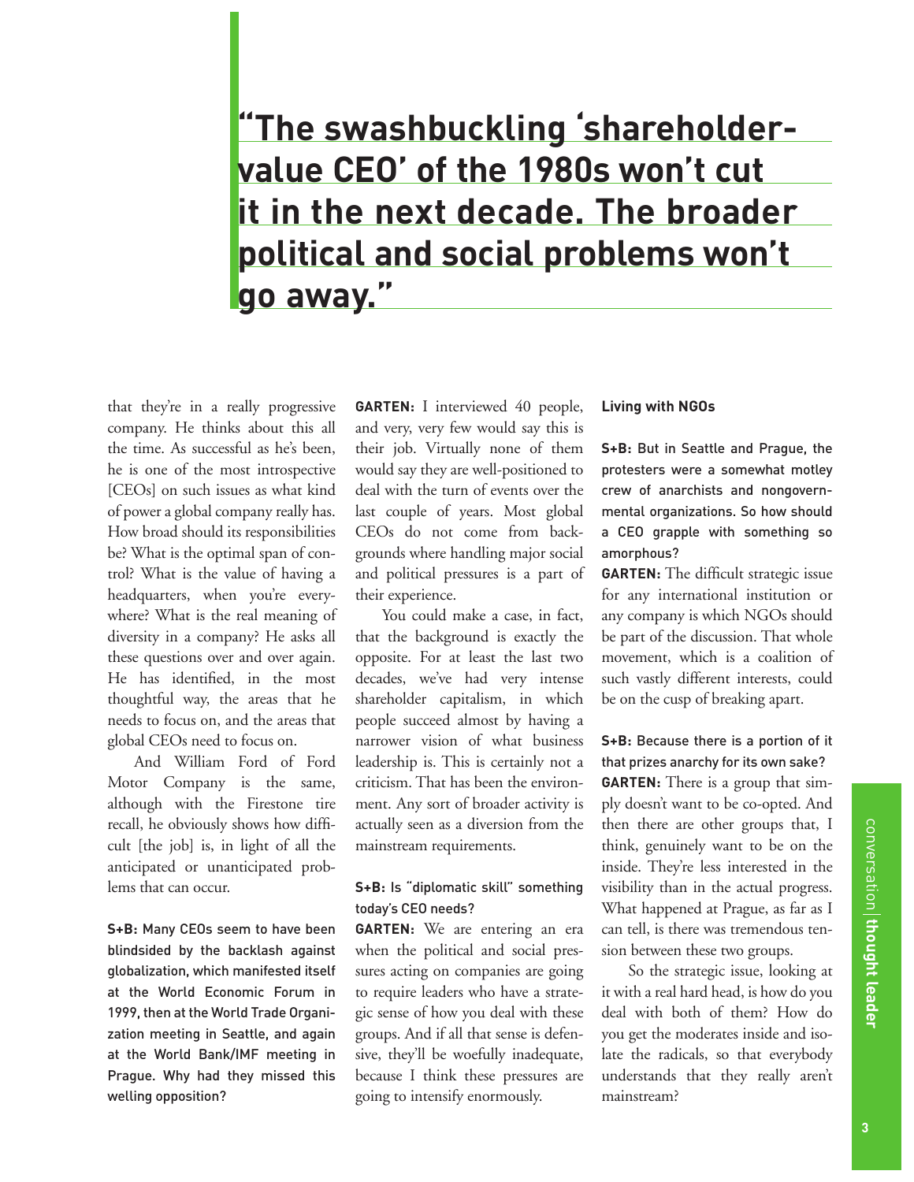> **"The swashbuckling 'shareholder-value CEO' of the 1980s won't cut it in the next decade. The broader political and social problems won't go away."**

that they're in a really progressive company. He thinks about this all the time. As successful as he's been, he is one of the most introspective [CEOs] on such issues as what kind of power a global company really has. How broad should its responsibilities be? What is the optimal span of control? What is the value of having a headquarters, when you're everywhere? What is the real meaning of diversity in a company? He asks all these questions over and over again. He has identified, in the most thoughtful way, the areas that he needs to focus on, and the areas that global CEOs need to focus on.

And William Ford of Ford Motor Company is the same, although with the Firestone tire recall, he obviously shows how difficult [the job] is, in light of all the anticipated or unanticipated problems that can occur.

**S+B:** Many CEOs seem to have been blindsided by the backlash against globalization, which manifested itself at the World Economic Forum in 1999, then at the World Trade Organization meeting in Seattle, and again at the World Bank/IMF meeting in Prague. Why had they missed this welling opposition?

**GARTEN:** I interviewed 40 people, and very, very few would say this is their job. Virtually none of them would say they are well-positioned to deal with the turn of events over the last couple of years. Most global CEOs do not come from backgrounds where handling major social and political pressures is a part of their experience.

You could make a case, in fact, that the background is exactly the opposite. For at least the last two decades, we've had very intense shareholder capitalism, in which people succeed almost by having a narrower vision of what business leadership is. This is certainly not a criticism. That has been the environment. Any sort of broader activity is actually seen as a diversion from the mainstream requirements.

**S+B:** Is "diplomatic skill" something today's CEO needs?

**GARTEN:** We are entering an era when the political and social pressures acting on companies are going to require leaders who have a strategic sense of how you deal with these groups. And if all that sense is defensive, they'll be woefully inadequate, because I think these pressures are going to intensify enormously.

### Living with NGOs

**S+B:** But in Seattle and Prague, the protesters were a somewhat motley crew of anarchists and nongovernmental organizations. So how should a CEO grapple with something so amorphous?

**GARTEN:** The difficult strategic issue for any international institution or any company is which NGOs should be part of the discussion. That whole movement, which is a coalition of such vastly different interests, could be on the cusp of breaking apart.

**S+B:** Because there is a portion of it that prizes anarchy for its own sake?

**GARTEN:** There is a group that simply doesn't want to be co-opted. And then there are other groups that, I think, genuinely want to be on the inside. They're less interested in the visibility than in the actual progress. What happened at Prague, as far as I can tell, is there was tremendous tension between these two groups.

So the strategic issue, looking at it with a real hard head, is how do you deal with both of them? How do you get the moderates inside and isolate the radicals, so that everybody understands that they really aren't mainstream?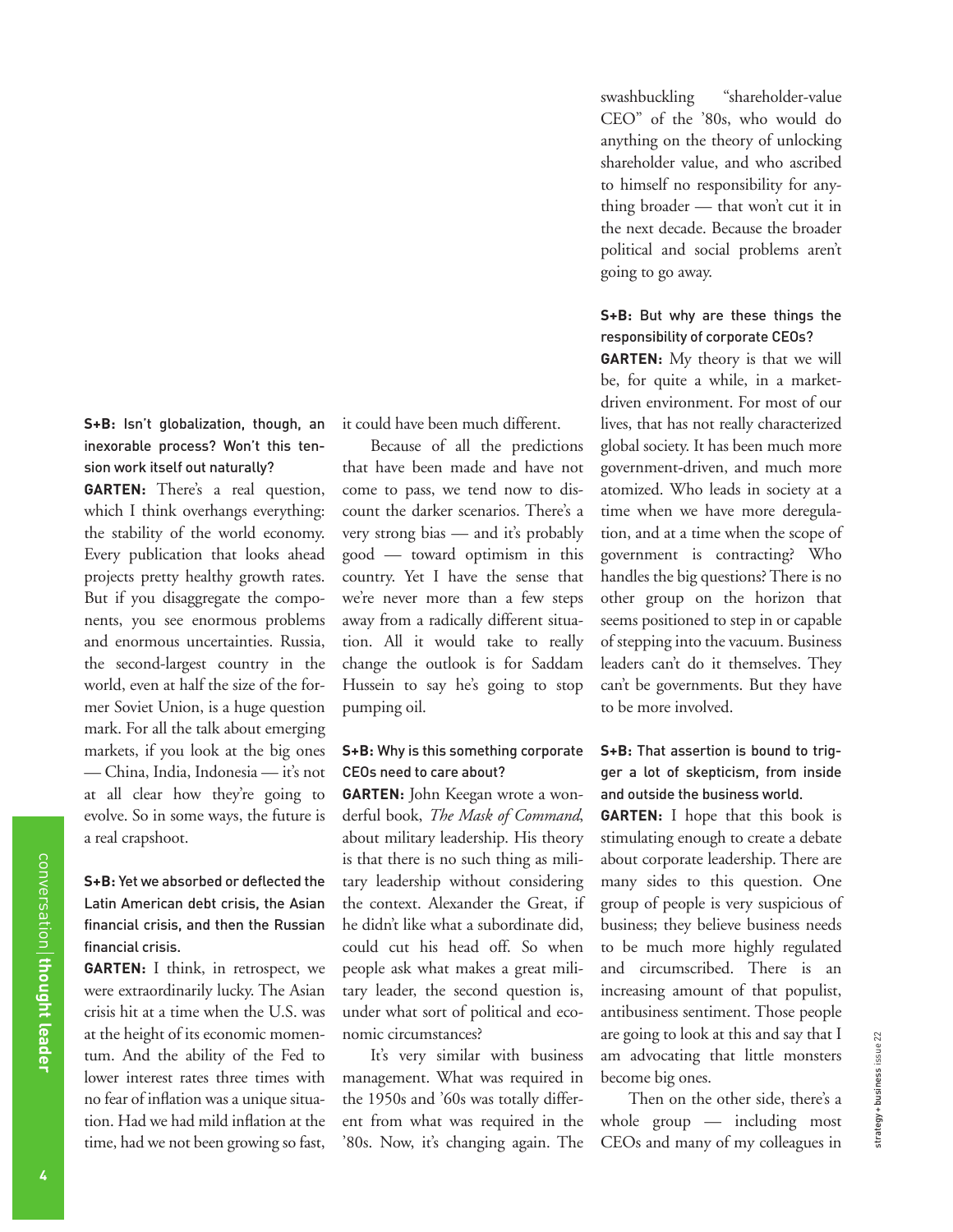**S+B:** Isn't globalization, though, an inexorable process? Won't this tension work itself out naturally?

**GARTEN:** There's a real question, which I think overhangs everything: the stability of the world economy. Every publication that looks ahead projects pretty healthy growth rates. But if you disaggregate the components, you see enormous problems and enormous uncertainties. Russia, the second-largest country in the world, even at half the size of the former Soviet Union, is a huge question mark. For all the talk about emerging markets, if you look at the big ones — China, India, Indonesia — it's not at all clear how they're going to evolve. So in some ways, the future is a real crapshoot.

**S+B:** Yet we absorbed or deflected the Latin American debt crisis, the Asian financial crisis, and then the Russian financial crisis.

**GARTEN:** I think, in retrospect, we were extraordinarily lucky. The Asian crisis hit at a time when the U.S. was at the height of its economic momentum. And the ability of the Fed to lower interest rates three times with no fear of inflation was a unique situation. Had we had mild inflation at the time, had we not been growing so fast, it could have been much different.

Because of all the predictions that have been made and have not come to pass, we tend now to discount the darker scenarios. There's a very strong bias — and it's probably good — toward optimism in this country. Yet I have the sense that we're never more than a few steps away from a radically different situation. All it would take to really change the outlook is for Saddam Hussein to say he's going to stop pumping oil.

**S+B:** Why is this something corporate CEOs need to care about?

**GARTEN:** John Keegan wrote a wonderful book, *The Mask of Command*, about military leadership. His theory is that there is no such thing as military leadership without considering the context. Alexander the Great, if he didn't like what a subordinate did, could cut his head off. So when people ask what makes a great military leader, the second question is, under what sort of political and economic circumstances?

It's very similar with business management. What was required in the 1950s and '60s was totally different from what was required in the '80s. Now, it's changing again. The swashbuckling "shareholder-value CEO" of the '80s, who would do anything on the theory of unlocking shareholder value, and who ascribed to himself no responsibility for anything broader — that won't cut it in the next decade. Because the broader political and social problems aren't going to go away.

**S+B:** But why are these things the responsibility of corporate CEOs?

**GARTEN:** My theory is that we will be, for quite a while, in a market-driven environment. For most of our lives, that has not really characterized global society. It has been much more government-driven, and much more atomized. Who leads in society at a time when we have more deregulation, and at a time when the scope of government is contracting? Who handles the big questions? There is no other group on the horizon that seems positioned to step in or capable of stepping into the vacuum. Business leaders can't do it themselves. They can't be governments. But they have to be more involved.

**S+B:** That assertion is bound to trigger a lot of skepticism, from inside and outside the business world.

**GARTEN:** I hope that this book is stimulating enough to create a debate about corporate leadership. There are many sides to this question. One group of people is very suspicious of business; they believe business needs to be much more highly regulated and circumscribed. There is an increasing amount of that populist, antibusiness sentiment. Those people are going to look at this and say that I am advocating that little monsters become big ones.

Then on the other side, there's a whole group — including most CEOs and many of my colleagues in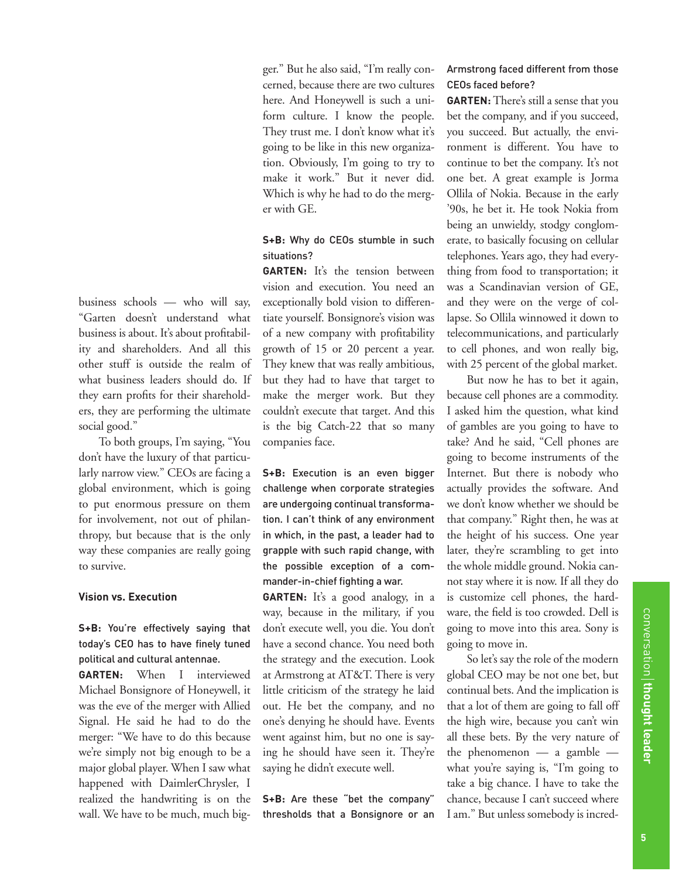business schools — who will say, "Garten doesn't understand what business is about. It's about profitability and shareholders. And all this other stuff is outside the realm of what business leaders should do. If they earn profits for their shareholders, they are performing the ultimate social good."

To both groups, I'm saying, "You don't have the luxury of that particularly narrow view." CEOs are facing a global environment, which is going to put enormous pressure on them for involvement, not out of philanthropy, but because that is the only way these companies are really going to survive.

### Vision vs. Execution

**S+B: You're effectively saying that today's CEO has to have finely tuned political and cultural antennae.**

**GARTEN:** When I interviewed Michael Bonsignore of Honeywell, it was the eve of the merger with Allied Signal. He said he had to do the merger: "We have to do this because we're simply not big enough to be a major global player. When I saw what happened with DaimlerChrysler, I realized the handwriting is on the wall. We have to be much, much bigger." But he also said, "I'm really concerned, because there are two cultures here. And Honeywell is such a uniform culture. I know the people. They trust me. I don't know what it's going to be like in this new organization. Obviously, I'm going to try to make it work." But it never did. Which is why he had to do the merger with GE.

**S+B: Why do CEOs stumble in such situations?**

**GARTEN:** It's the tension between vision and execution. You need an exceptionally bold vision to differentiate yourself. Bonsignore's vision was of a new company with profitability growth of 15 or 20 percent a year. They knew that was really ambitious, but they had to have that target to make the merger work. But they couldn't execute that target. And this is the big Catch-22 that so many companies face.

**S+B: Execution is an even bigger challenge when corporate strategies are undergoing continual transformation. I can't think of any environment in which, in the past, a leader had to grapple with such rapid change, with the possible exception of a commander-in-chief fighting a war.**

**GARTEN:** It's a good analogy, in a way, because in the military, if you don't execute well, you die. You don't have a second chance. You need both the strategy and the execution. Look at Armstrong at AT&T. There is very little criticism of the strategy he laid out. He bet the company, and no one's denying he should have. Events went against him, but no one is saying he should have seen it. They're saying he didn't execute well.

**S+B: Are these "bet the company" thresholds that a Bonsignore or an Armstrong faced different from those CEOs faced before?**

**GARTEN:** There's still a sense that you bet the company, and if you succeed, you succeed. But actually, the environment is different. You have to continue to bet the company. It's not one bet. A great example is Jorma Ollila of Nokia. Because in the early '90s, he bet it. He took Nokia from being an unwieldy, stodgy conglomerate, to basically focusing on cellular telephones. Years ago, they had everything from food to transportation; it was a Scandinavian version of GE, and they were on the verge of collapse. So Ollila winnowed it down to telecommunications, and particularly to cell phones, and won really big, with 25 percent of the global market.

But now he has to bet it again, because cell phones are a commodity. I asked him the question, what kind of gambles are you going to have to take? And he said, "Cell phones are going to become instruments of the Internet. But there is nobody who actually provides the software. And we don't know whether we should be that company." Right then, he was at the height of his success. One year later, they're scrambling to get into the whole middle ground. Nokia cannot stay where it is now. If all they do is customize cell phones, the hardware, the field is too crowded. Dell is going to move into this area. Sony is going to move in.

So let's say the role of the modern global CEO may be not one bet, but continual bets. And the implication is that a lot of them are going to fall off the high wire, because you can't win all these bets. By the very nature of the phenomenon — a gamble — what you're saying is, "I'm going to take a big chance. I have to take the chance, because I can't succeed where I am." But unless somebody is incred-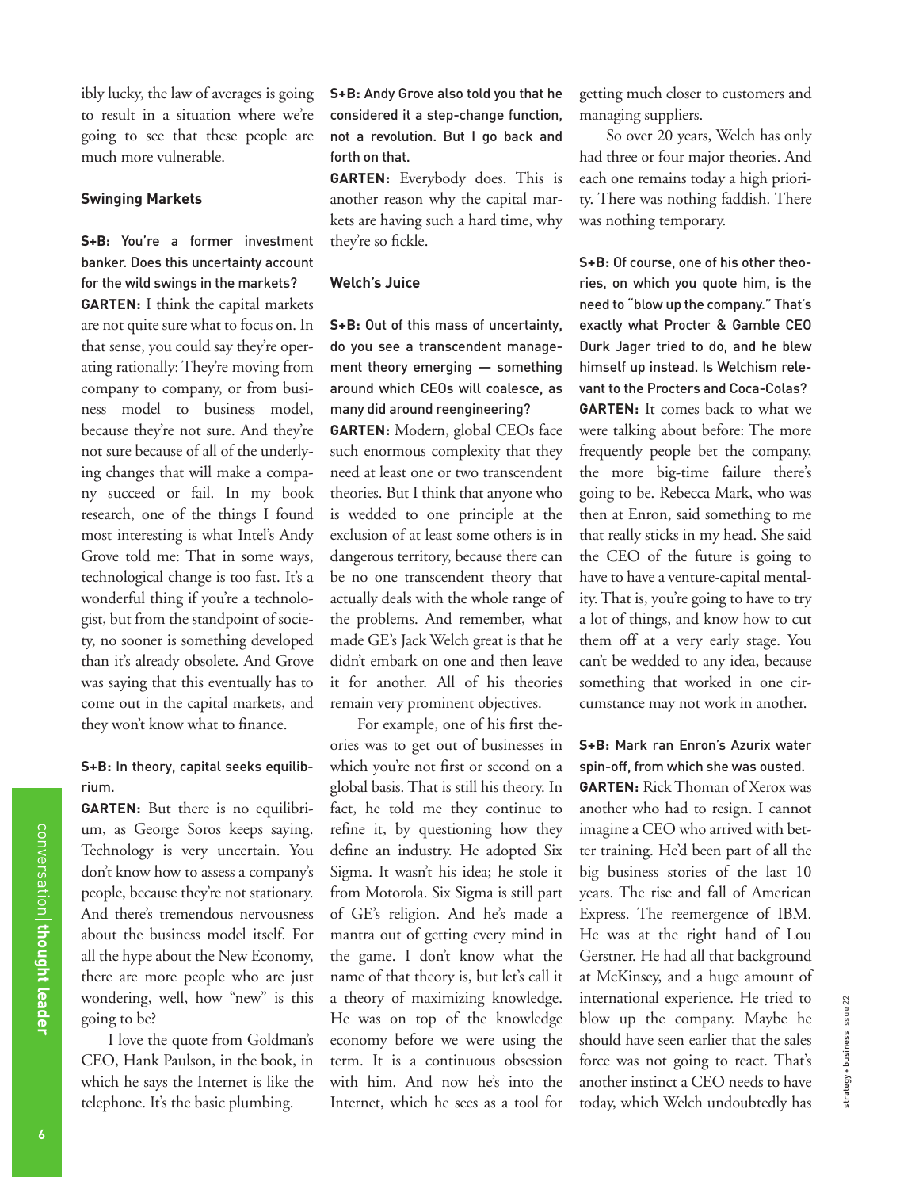ibly lucky, the law of averages is going to result in a situation where we're going to see that these people are much more vulnerable.

### Swinging Markets

**S+B:** You're a former investment banker. Does this uncertainty account for the wild swings in the markets?

**GARTEN:** I think the capital markets are not quite sure what to focus on. In that sense, you could say they're operating rationally: They're moving from company to company, or from business model to business model, because they're not sure. And they're not sure because of all of the underlying changes that will make a company succeed or fail. In my book research, one of the things I found most interesting is what Intel's Andy Grove told me: That in some ways, technological change is too fast. It's a wonderful thing if you're a technologist, but from the standpoint of society, no sooner is something developed than it's already obsolete. And Grove was saying that this eventually has to come out in the capital markets, and they won't know what to finance.

**S+B:** In theory, capital seeks equilibrium.

**GARTEN:** But there is no equilibrium, as George Soros keeps saying. Technology is very uncertain. You don't know how to assess a company's people, because they're not stationary. And there's tremendous nervousness about the business model itself. For all the hype about the New Economy, there are more people who are just wondering, well, how "new" is this going to be?

I love the quote from Goldman's CEO, Hank Paulson, in the book, in which he says the Internet is like the telephone. It's the basic plumbing.

**S+B:** Andy Grove also told you that he considered it a step-change function, not a revolution. But I go back and forth on that.

**GARTEN:** Everybody does. This is another reason why the capital markets are having such a hard time, why they're so fickle.

### Welch's Juice

**S+B:** Out of this mass of uncertainty, do you see a transcendent management theory emerging — something around which CEOs will coalesce, as many did around reengineering?

**GARTEN:** Modern, global CEOs face such enormous complexity that they need at least one or two transcendent theories. But I think that anyone who is wedded to one principle at the exclusion of at least some others is in dangerous territory, because there can be no one transcendent theory that actually deals with the whole range of the problems. And remember, what made GE's Jack Welch great is that he didn't embark on one and then leave it for another. All of his theories remain very prominent objectives.

For example, one of his first theories was to get out of businesses in which you're not first or second on a global basis. That is still his theory. In fact, he told me they continue to refine it, by questioning how they define an industry. He adopted Six Sigma. It wasn't his idea; he stole it from Motorola. Six Sigma is still part of GE's religion. And he's made a mantra out of getting every mind in the game. I don't know what the name of that theory is, but let's call it a theory of maximizing knowledge. He was on top of the knowledge economy before we were using the term. It is a continuous obsession with him. And now he's into the Internet, which he sees as a tool for getting much closer to customers and managing suppliers.

So over 20 years, Welch has only had three or four major theories. And each one remains today a high priority. There was nothing faddish. There was nothing temporary.

**S+B:** Of course, one of his other theories, on which you quote him, is the need to "blow up the company." That's exactly what Procter & Gamble CEO Durk Jager tried to do, and he blew himself up instead. Is Welchism relevant to the Procters and Coca-Colas?

**GARTEN:** It comes back to what we were talking about before: The more frequently people bet the company, the more big-time failure there's going to be. Rebecca Mark, who was then at Enron, said something to me that really sticks in my head. She said the CEO of the future is going to have to have a venture-capital mentality. That is, you're going to have to try a lot of things, and know how to cut them off at a very early stage. You can't be wedded to any idea, because something that worked in one circumstance may not work in another.

**S+B:** Mark ran Enron's Azurix water spin-off, from which she was ousted.

**GARTEN:** Rick Thoman of Xerox was another who had to resign. I cannot imagine a CEO who arrived with better training. He'd been part of all the big business stories of the last 10 years. The rise and fall of American Express. The reemergence of IBM. He was at the right hand of Lou Gerstner. He had all that background at McKinsey, and a huge amount of international experience. He tried to blow up the company. Maybe he should have seen earlier that the sales force was not going to react. That's another instinct a CEO needs to have today, which Welch undoubtedly has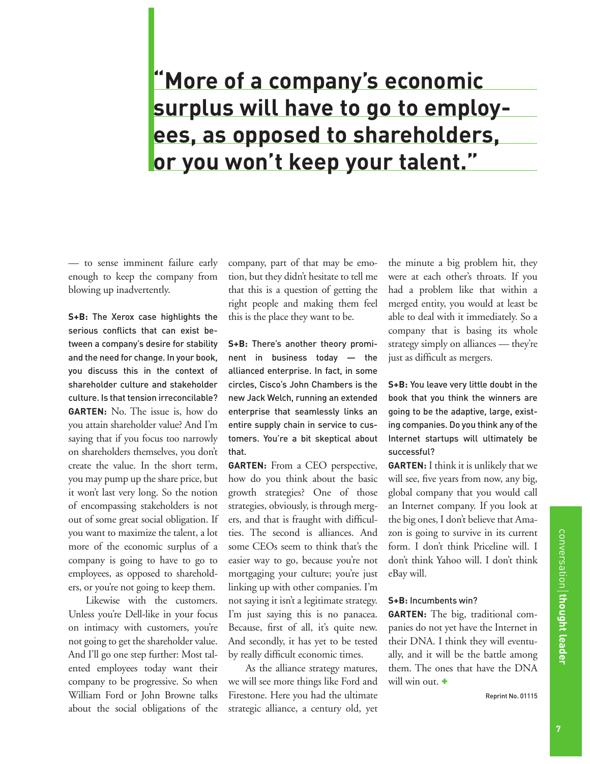> **"More of a company's economic surplus will have to go to employees, as opposed to shareholders, or you won't keep your talent."**

— to sense imminent failure early enough to keep the company from blowing up inadvertently.

**S+B:** The Xerox case highlights the serious conflicts that can exist between a company's desire for stability and the need for change. In your book, you discuss this in the context of shareholder culture and stakeholder culture. Is that tension irreconcilable?

**GARTEN:** No. The issue is, how do you attain shareholder value? And I'm saying that if you focus too narrowly on shareholders themselves, you don't create the value. In the short term, you may pump up the share price, but it won't last very long. So the notion of encompassing stakeholders is not out of some great social obligation. If you want to maximize the talent, a lot more of the economic surplus of a company is going to have to go to employees, as opposed to shareholders, or you're not going to keep them.

Likewise with the customers. Unless you're Dell-like in your focus on intimacy with customers, you're not going to get the shareholder value. And I'll go one step further: Most talented employees today want their company to be progressive. So when William Ford or John Browne talks about the social obligations of the company, part of that may be emotion, but they didn't hesitate to tell me that this is a question of getting the right people and making them feel this is the place they want to be.

**S+B:** There's another theory prominent in business today — the allianced enterprise. In fact, in some circles, Cisco's John Chambers is the new Jack Welch, running an extended enterprise that seamlessly links an entire supply chain in service to customers. You're a bit skeptical about that.

**GARTEN:** From a CEO perspective, how do you think about the basic growth strategies? One of those strategies, obviously, is through mergers, and that is fraught with difficulties. The second is alliances. And some CEOs seem to think that's the easier way to go, because you're not mortgaging your culture; you're just linking up with other companies. I'm not saying it isn't a legitimate strategy. I'm just saying this is no panacea. Because, first of all, it's quite new. And secondly, it has yet to be tested by really difficult economic times.

As the alliance strategy matures, we will see more things like Ford and Firestone. Here you had the ultimate strategic alliance, a century old, yet the minute a big problem hit, they were at each other's throats. If you had a problem like that within a merged entity, you would at least be able to deal with it immediately. So a company that is basing its whole strategy simply on alliances — they're just as difficult as mergers.

**S+B:** You leave very little doubt in the book that you think the winners are going to be the adaptive, large, existing companies. Do you think any of the Internet startups will ultimately be successful?

**GARTEN:** I think it is unlikely that we will see, five years from now, any big, global company that you would call an Internet company. If you look at the big ones, I don't believe that Amazon is going to survive in its current form. I don't think Priceline will. I don't think Yahoo will. I don't think eBay will.

**S+B:** Incumbents win?

**GARTEN:** The big, traditional companies do not yet have the Internet in their DNA. I think they will eventually, and it will be the battle among them. The ones that have the DNA will win out. +

Reprint No. 01115